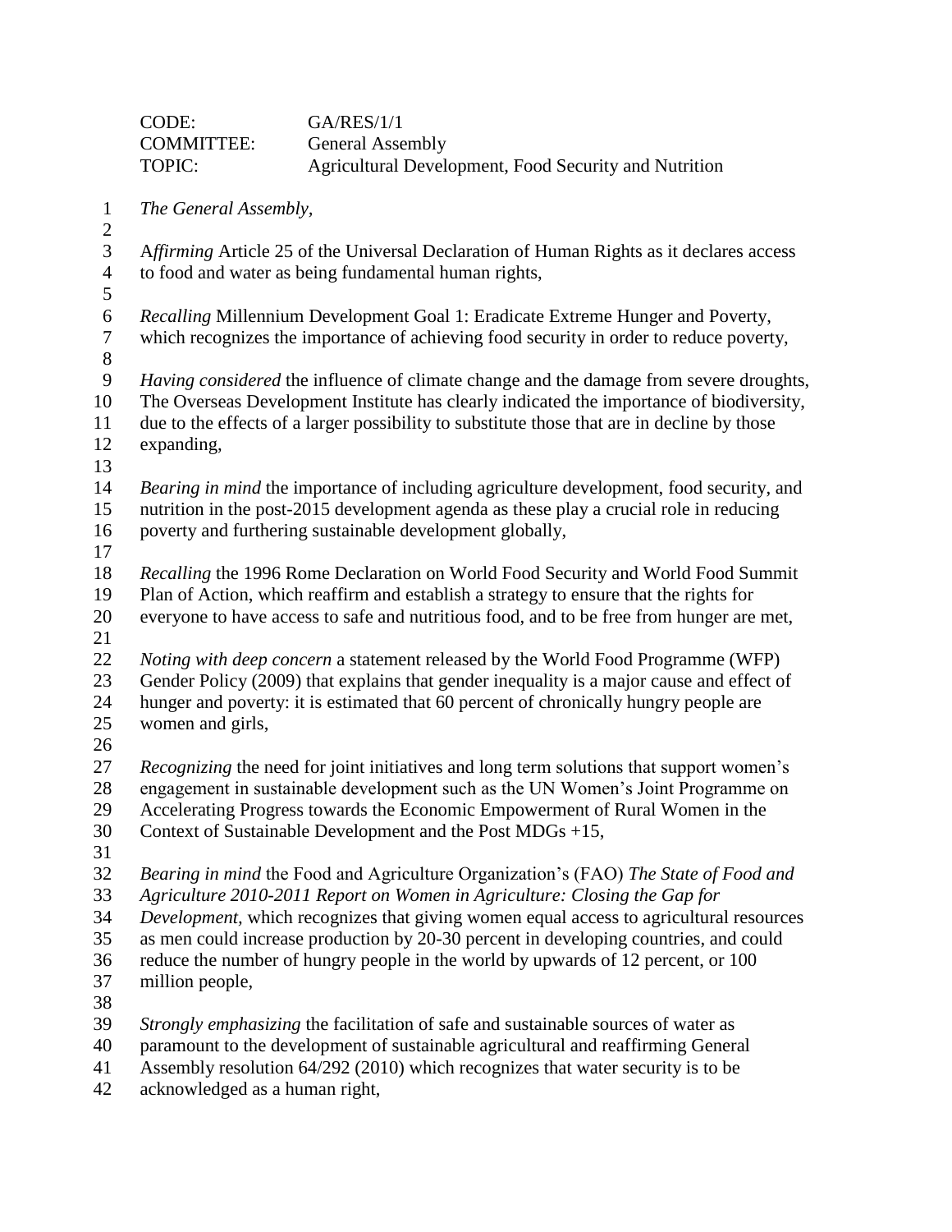CODE: GA/RES/1/1
COMMITTEE: General Assembly
TOPIC: Agricultural Development, Food Security and Nutrition

*The General Assembly,*

A*ffirming* Article 25 of the Universal Declaration of Human Rights as it declares access to food and water as being fundamental human rights,

*Recalling* Millennium Development Goal 1: Eradicate Extreme Hunger and Poverty, which recognizes the importance of achieving food security in order to reduce poverty,

*Having considered* the influence of climate change and the damage from severe droughts, The Overseas Development Institute has clearly indicated the importance of biodiversity, due to the effects of a larger possibility to substitute those that are in decline by those expanding,

*Bearing in mind* the importance of including agriculture development, food security, and nutrition in the post-2015 development agenda as these play a crucial role in reducing poverty and furthering sustainable development globally,

*Recalling* the 1996 Rome Declaration on World Food Security and World Food Summit Plan of Action, which reaffirm and establish a strategy to ensure that the rights for everyone to have access to safe and nutritious food, and to be free from hunger are met,

*Noting with deep concern* a statement released by the World Food Programme (WFP) Gender Policy (2009) that explains that gender inequality is a major cause and effect of hunger and poverty: it is estimated that 60 percent of chronically hungry people are women and girls,

*Recognizing* the need for joint initiatives and long term solutions that support women's engagement in sustainable development such as the UN Women's Joint Programme on Accelerating Progress towards the Economic Empowerment of Rural Women in the Context of Sustainable Development and the Post MDGs +15,

*Bearing in mind* the Food and Agriculture Organization's (FAO) *The State of Food and Agriculture 2010-2011 Report on Women in Agriculture: Closing the Gap for Development*, which recognizes that giving women equal access to agricultural resources as men could increase production by 20-30 percent in developing countries, and could reduce the number of hungry people in the world by upwards of 12 percent, or 100 million people,

*Strongly emphasizing* the facilitation of safe and sustainable sources of water as paramount to the development of sustainable agricultural and reaffirming General Assembly resolution 64/292 (2010) which recognizes that water security is to be acknowledged as a human right,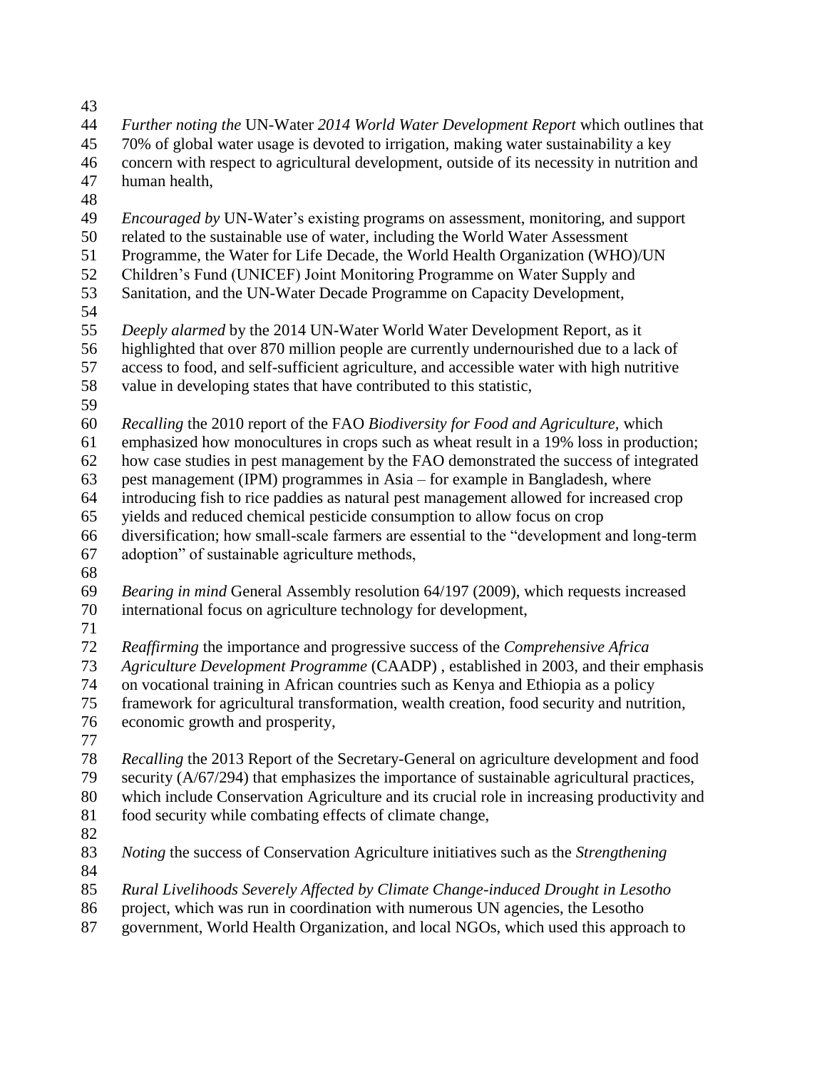*Further noting the* UN-Water *2014 World Water Development Report* which outlines that 70% of global water usage is devoted to irrigation, making water sustainability a key concern with respect to agricultural development, outside of its necessity in nutrition and human health,

*Encouraged by* UN-Water's existing programs on assessment, monitoring, and support related to the sustainable use of water, including the World Water Assessment Programme, the Water for Life Decade, the World Health Organization (WHO)/UN Children's Fund (UNICEF) Joint Monitoring Programme on Water Supply and Sanitation, and the UN-Water Decade Programme on Capacity Development,

*Deeply alarmed* by the 2014 UN-Water World Water Development Report, as it highlighted that over 870 million people are currently undernourished due to a lack of access to food, and self-sufficient agriculture, and accessible water with high nutritive value in developing states that have contributed to this statistic,

*Recalling* the 2010 report of the FAO *Biodiversity for Food and Agriculture*, which emphasized how monocultures in crops such as wheat result in a 19% loss in production; how case studies in pest management by the FAO demonstrated the success of integrated pest management (IPM) programmes in Asia – for example in Bangladesh, where introducing fish to rice paddies as natural pest management allowed for increased crop yields and reduced chemical pesticide consumption to allow focus on crop diversification; how small-scale farmers are essential to the "development and long-term adoption" of sustainable agriculture methods,

*Bearing in mind* General Assembly resolution 64/197 (2009), which requests increased international focus on agriculture technology for development,

*Reaffirming* the importance and progressive success of the *Comprehensive Africa Agriculture Development Programme* (CAADP) , established in 2003, and their emphasis on vocational training in African countries such as Kenya and Ethiopia as a policy framework for agricultural transformation, wealth creation, food security and nutrition, economic growth and prosperity,

*Recalling* the 2013 Report of the Secretary-General on agriculture development and food security (A/67/294) that emphasizes the importance of sustainable agricultural practices, which include Conservation Agriculture and its crucial role in increasing productivity and food security while combating effects of climate change,

*Noting* the success of Conservation Agriculture initiatives such as the *Strengthening Rural Livelihoods Severely Affected by Climate Change-induced Drought in Lesotho* project, which was run in coordination with numerous UN agencies, the Lesotho government, World Health Organization, and local NGOs, which used this approach to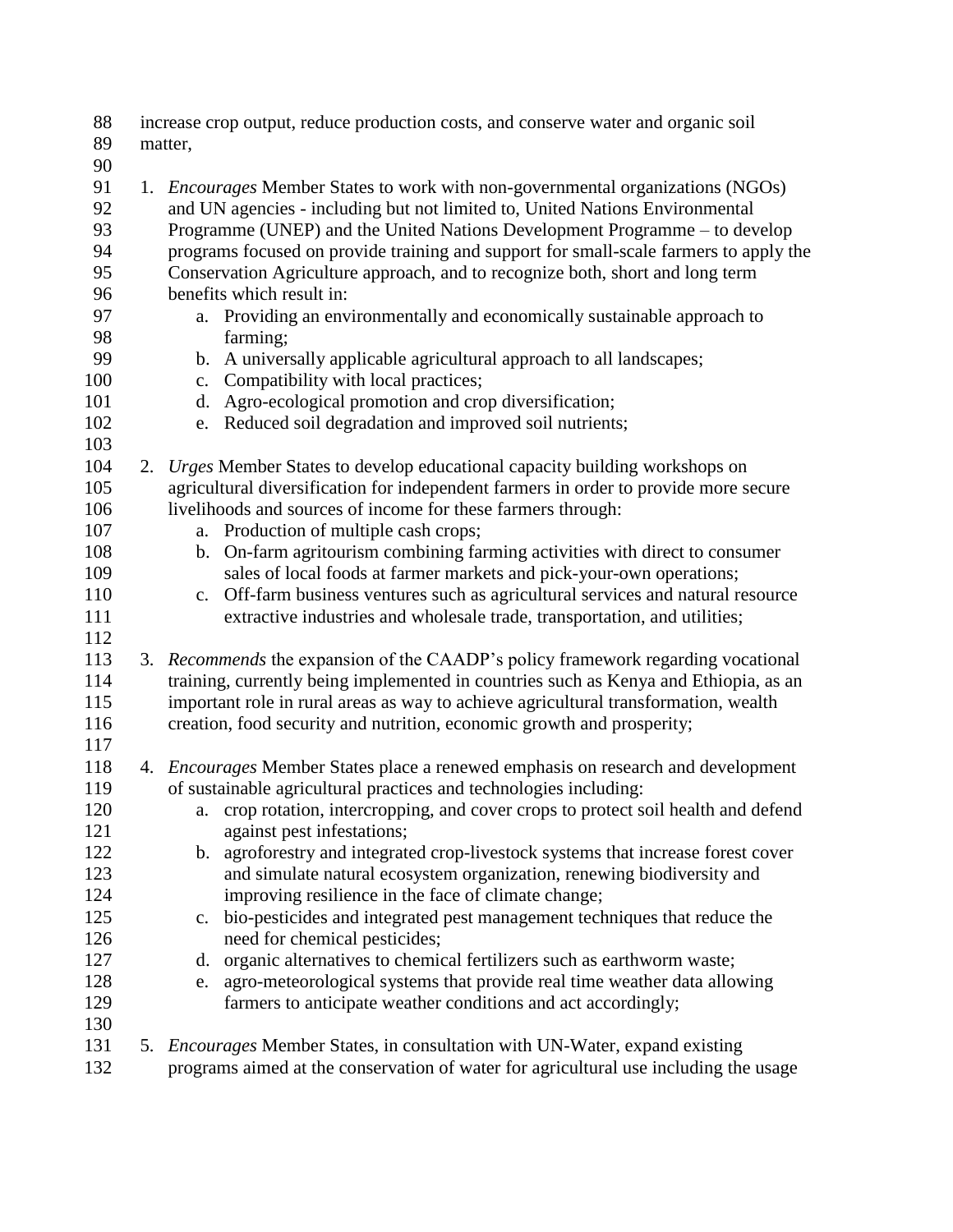increase crop output, reduce production costs, and conserve water and organic soil matter,

1. *Encourages* Member States to work with non-governmental organizations (NGOs) and UN agencies - including but not limited to, United Nations Environmental Programme (UNEP) and the United Nations Development Programme – to develop programs focused on provide training and support for small-scale farmers to apply the Conservation Agriculture approach, and to recognize both, short and long term benefits which result in:
   a. Providing an environmentally and economically sustainable approach to farming;
   b. A universally applicable agricultural approach to all landscapes;
   c. Compatibility with local practices;
   d. Agro-ecological promotion and crop diversification;
   e. Reduced soil degradation and improved soil nutrients;

2. *Urges* Member States to develop educational capacity building workshops on agricultural diversification for independent farmers in order to provide more secure livelihoods and sources of income for these farmers through:
   a. Production of multiple cash crops;
   b. On-farm agritourism combining farming activities with direct to consumer sales of local foods at farmer markets and pick-your-own operations;
   c. Off-farm business ventures such as agricultural services and natural resource extractive industries and wholesale trade, transportation, and utilities;

3. *Recommends* the expansion of the CAADP's policy framework regarding vocational training, currently being implemented in countries such as Kenya and Ethiopia, as an important role in rural areas as way to achieve agricultural transformation, wealth creation, food security and nutrition, economic growth and prosperity;

4. *Encourages* Member States place a renewed emphasis on research and development of sustainable agricultural practices and technologies including:
   a. crop rotation, intercropping, and cover crops to protect soil health and defend against pest infestations;
   b. agroforestry and integrated crop-livestock systems that increase forest cover and simulate natural ecosystem organization, renewing biodiversity and improving resilience in the face of climate change;
   c. bio-pesticides and integrated pest management techniques that reduce the need for chemical pesticides;
   d. organic alternatives to chemical fertilizers such as earthworm waste;
   e. agro-meteorological systems that provide real time weather data allowing farmers to anticipate weather conditions and act accordingly;

5. *Encourages* Member States, in consultation with UN-Water, expand existing programs aimed at the conservation of water for agricultural use including the usage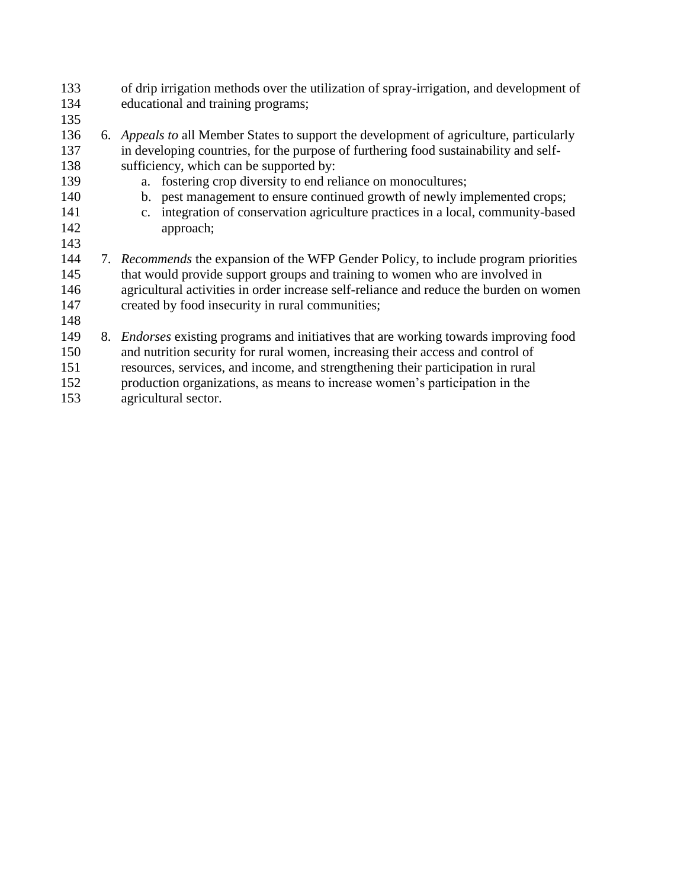of drip irrigation methods over the utilization of spray-irrigation, and development of educational and training programs;

6. *Appeals to* all Member States to support the development of agriculture, particularly in developing countries, for the purpose of furthering food sustainability and self-sufficiency, which can be supported by:
    a. fostering crop diversity to end reliance on monocultures;
    b. pest management to ensure continued growth of newly implemented crops;
    c. integration of conservation agriculture practices in a local, community-based approach;

7. *Recommends* the expansion of the WFP Gender Policy, to include program priorities that would provide support groups and training to women who are involved in agricultural activities in order increase self-reliance and reduce the burden on women created by food insecurity in rural communities;

8. *Endorses* existing programs and initiatives that are working towards improving food and nutrition security for rural women, increasing their access and control of resources, services, and income, and strengthening their participation in rural production organizations, as means to increase women's participation in the agricultural sector.